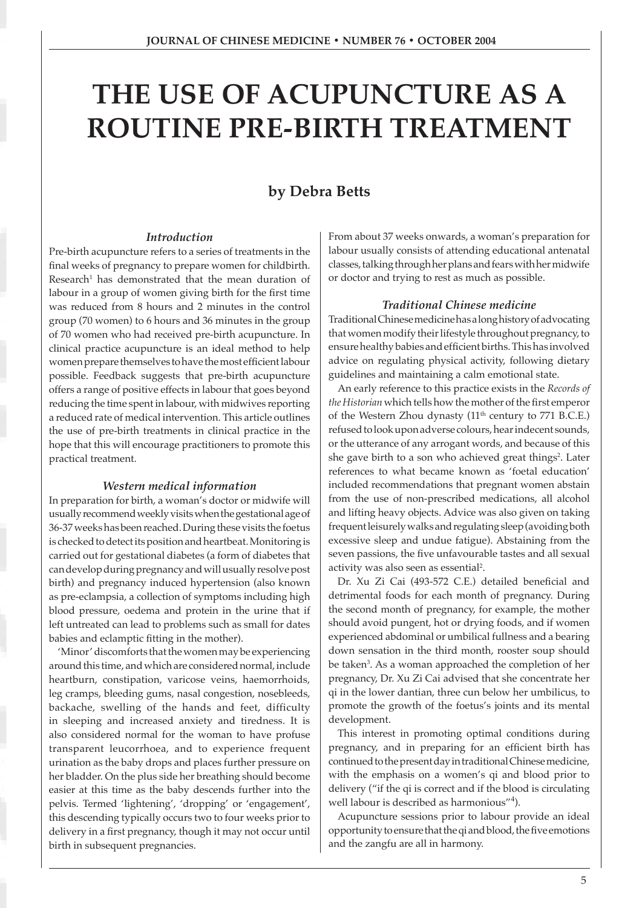# THE USE OF ACUPUNCTURE AS A ROUTINE PRE-BIRTH TREATMENT

**by Debra Betts**

### *Introduction*

Pre-birth acupuncture refers to a series of treatments in the final weeks of pregnancy to prepare women for childbirth. Research[1] has demonstrated that the mean duration of labour in a group of women giving birth for the first time was reduced from 8 hours and 2 minutes in the control group (70 women) to 6 hours and 36 minutes in the group of 70 women who had received pre-birth acupuncture. In clinical practice acupuncture is an ideal method to help women prepare themselves to have the most efficient labour possible. Feedback suggests that pre-birth acupuncture offers a range of positive effects in labour that goes beyond reducing the time spent in labour, with midwives reporting a reduced rate of medical intervention. This article outlines the use of pre-birth treatments in clinical practice in the hope that this will encourage practitioners to promote this practical treatment.

### *Western medical information*

In preparation for birth, a woman's doctor or midwife will usually recommend weekly visits when the gestational age of 36-37 weeks has been reached. During these visits the foetus is checked to detect its position and heartbeat. Monitoring is carried out for gestational diabetes (a form of diabetes that can develop during pregnancy and will usually resolve post birth) and pregnancy induced hypertension (also known as pre-eclampsia, a collection of symptoms including high blood pressure, oedema and protein in the urine that if left untreated can lead to problems such as small for dates babies and eclamptic fitting in the mother).

'Minor' discomforts that the women may be experiencing around this time, and which are considered normal, include heartburn, constipation, varicose veins, haemorrhoids, leg cramps, bleeding gums, nasal congestion, nosebleeds, backache, swelling of the hands and feet, difficulty in sleeping and increased anxiety and tiredness. It is also considered normal for the woman to have profuse transparent leucorrhoea, and to experience frequent urination as the baby drops and places further pressure on her bladder. On the plus side her breathing should become easier at this time as the baby descends further into the pelvis. Termed 'lightening', 'dropping' or 'engagement', this descending typically occurs two to four weeks prior to delivery in a first pregnancy, though it may not occur until birth in subsequent pregnancies.

From about 37 weeks onwards, a woman's preparation for labour usually consists of attending educational antenatal classes, talking through her plans and fears with her midwife or doctor and trying to rest as much as possible.

### *Traditional Chinese medicine*

Traditional Chinese medicine has a long history of advocating that women modify their lifestyle throughout pregnancy, to ensure healthy babies and efficient births. This has involved advice on regulating physical activity, following dietary guidelines and maintaining a calm emotional state.

An early reference to this practice exists in the *Records of the Historian* which tells how the mother of the first emperor of the Western Zhou dynasty (11th century to 771 B.C.E.) refused to look upon adverse colours, hear indecent sounds, or the utterance of any arrogant words, and because of this she gave birth to a son who achieved great things[2]. Later references to what became known as 'foetal education' included recommendations that pregnant women abstain from the use of non-prescribed medications, all alcohol and lifting heavy objects. Advice was also given on taking frequent leisurely walks and regulating sleep (avoiding both excessive sleep and undue fatigue). Abstaining from the seven passions, the five unfavourable tastes and all sexual activity was also seen as essential[2].

Dr. Xu Zi Cai (493-572 C.E.) detailed beneficial and detrimental foods for each month of pregnancy. During the second month of pregnancy, for example, the mother should avoid pungent, hot or drying foods, and if women experienced abdominal or umbilical fullness and a bearing down sensation in the third month, rooster soup should be taken[3]. As a woman approached the completion of her pregnancy, Dr. Xu Zi Cai advised that she concentrate her qi in the lower dantian, three cun below her umbilicus, to promote the growth of the foetus's joints and its mental development.

This interest in promoting optimal conditions during pregnancy, and in preparing for an efficient birth has continued to the present day in traditional Chinese medicine, with the emphasis on a women's qi and blood prior to delivery ("if the qi is correct and if the blood is circulating well labour is described as harmonious"[4]).

Acupuncture sessions prior to labour provide an ideal opportunity to ensure that the qi and blood, the five emotions and the zangfu are all in harmony.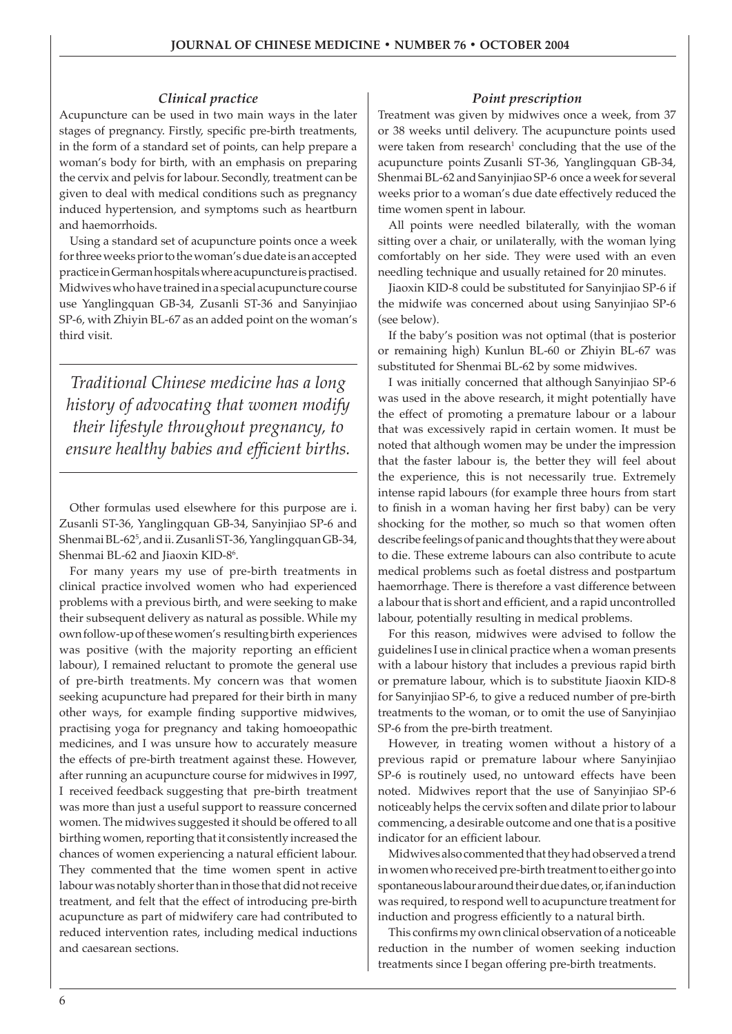### *Clinical practice*

Acupuncture can be used in two main ways in the later stages of pregnancy. Firstly, specific pre-birth treatments, in the form of a standard set of points, can help prepare a woman's body for birth, with an emphasis on preparing the cervix and pelvis for labour. Secondly, treatment can be given to deal with medical conditions such as pregnancy induced hypertension, and symptoms such as heartburn and haemorrhoids.

Using a standard set of acupuncture points once a week for three weeks prior to the woman's due date is an accepted practice in German hospitals where acupuncture is practised. Midwives who have trained in a special acupuncture course use Yanglingquan GB-34, Zusanli ST-36 and Sanyinjiao SP-6, with Zhiyin BL-67 as an added point on the woman's third visit.

> *Traditional Chinese medicine has a long history of advocating that women modify their lifestyle throughout pregnancy, to ensure healthy babies and efficient births.*

Other formulas used elsewhere for this purpose are i. Zusanli ST-36, Yanglingquan GB-34, Sanyinjiao SP-6 and Shenmai BL-62[5], and ii. Zusanli ST-36, Yanglingquan GB-34, Shenmai BL-62 and Jiaoxin KID-8[6].

For many years my use of pre-birth treatments in clinical practice involved women who had experienced problems with a previous birth, and were seeking to make their subsequent delivery as natural as possible. While my own follow-up of these women's resulting birth experiences was positive (with the majority reporting an efficient labour), I remained reluctant to promote the general use of pre-birth treatments. My concern was that women seeking acupuncture had prepared for their birth in many other ways, for example finding supportive midwives, practising yoga for pregnancy and taking homoeopathic medicines, and I was unsure how to accurately measure the effects of pre-birth treatment against these. However, after running an acupuncture course for midwives in I997, I received feedback suggesting that pre-birth treatment was more than just a useful support to reassure concerned women. The midwives suggested it should be offered to all birthing women, reporting that it consistently increased the chances of women experiencing a natural efficient labour. They commented that the time women spent in active labour was notably shorter than in those that did not receive treatment, and felt that the effect of introducing pre-birth acupuncture as part of midwifery care had contributed to reduced intervention rates, including medical inductions and caesarean sections.

### *Point prescription*

Treatment was given by midwives once a week, from 37 or 38 weeks until delivery. The acupuncture points used were taken from research[1] concluding that the use of the acupuncture points Zusanli ST-36, Yanglingquan GB-34, Shenmai BL-62 and Sanyinjiao SP-6 once a week for several weeks prior to a woman's due date effectively reduced the time women spent in labour.

All points were needled bilaterally, with the woman sitting over a chair, or unilaterally, with the woman lying comfortably on her side. They were used with an even needling technique and usually retained for 20 minutes.

Jiaoxin KID-8 could be substituted for Sanyinjiao SP-6 if the midwife was concerned about using Sanyinjiao SP-6 (see below).

If the baby's position was not optimal (that is posterior or remaining high) Kunlun BL-60 or Zhiyin BL-67 was substituted for Shenmai BL-62 by some midwives.

I was initially concerned that although Sanyinjiao SP-6 was used in the above research, it might potentially have the effect of promoting a premature labour or a labour that was excessively rapid in certain women. It must be noted that although women may be under the impression that the faster labour is, the better they will feel about the experience, this is not necessarily true. Extremely intense rapid labours (for example three hours from start to finish in a woman having her first baby) can be very shocking for the mother, so much so that women often describe feelings of panic and thoughts that they were about to die. These extreme labours can also contribute to acute medical problems such as foetal distress and postpartum haemorrhage. There is therefore a vast difference between a labour that is short and efficient, and a rapid uncontrolled labour, potentially resulting in medical problems.

For this reason, midwives were advised to follow the guidelines I use in clinical practice when a woman presents with a labour history that includes a previous rapid birth or premature labour, which is to substitute Jiaoxin KID-8 for Sanyinjiao SP-6, to give a reduced number of pre-birth treatments to the woman, or to omit the use of Sanyinjiao SP-6 from the pre-birth treatment.

However, in treating women without a history of a previous rapid or premature labour where Sanyinjiao SP-6 is routinely used, no untoward effects have been noted. Midwives report that the use of Sanyinjiao SP-6 noticeably helps the cervix soften and dilate prior to labour commencing, a desirable outcome and one that is a positive indicator for an efficient labour.

Midwives also commented that they had observed a trend in women who received pre-birth treatment to either go into spontaneous labour around their due dates, or, if an induction was required, to respond well to acupuncture treatment for induction and progress efficiently to a natural birth.

This confirms my own clinical observation of a noticeable reduction in the number of women seeking induction treatments since I began offering pre-birth treatments.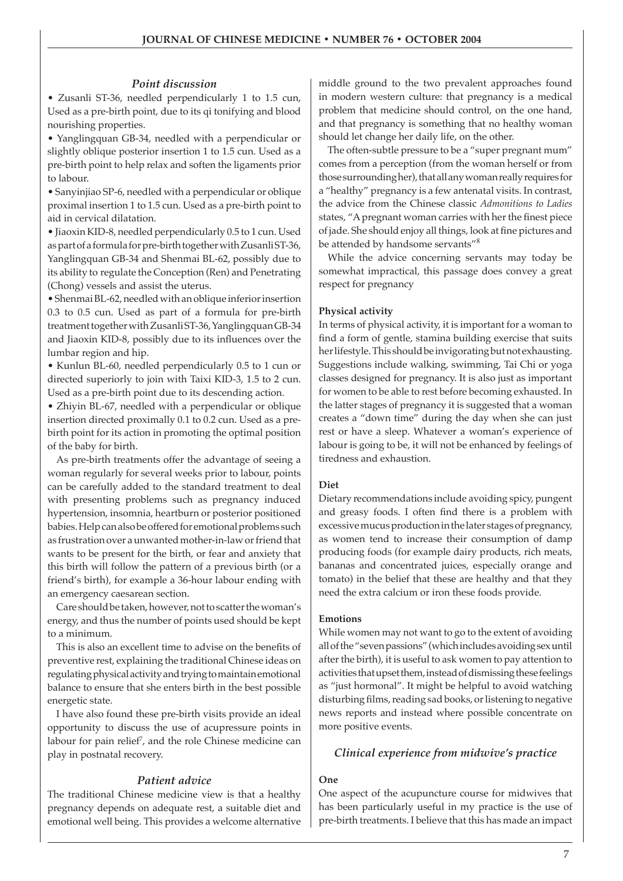### *Point discussion*

- Zusanli ST-36, needled perpendicularly 1 to 1.5 cun, Used as a pre-birth point, due to its qi tonifying and blood nourishing properties.
- Yanglingquan GB-34, needled with a perpendicular or slightly oblique posterior insertion 1 to 1.5 cun. Used as a pre-birth point to help relax and soften the ligaments prior to labour.
- Sanyinjiao SP-6, needled with a perpendicular or oblique proximal insertion 1 to 1.5 cun. Used as a pre-birth point to aid in cervical dilatation.
- Jiaoxin KID-8, needled perpendicularly 0.5 to 1 cun. Used as part of a formula for pre-birth together with Zusanli ST-36, Yanglingquan GB-34 and Shenmai BL-62, possibly due to its ability to regulate the Conception (Ren) and Penetrating (Chong) vessels and assist the uterus.
- Shenmai BL-62, needled with an oblique inferior insertion 0.3 to 0.5 cun. Used as part of a formula for pre-birth treatment together with Zusanli ST-36, Yanglingquan GB-34 and Jiaoxin KID-8, possibly due to its influences over the lumbar region and hip.
- Kunlun BL-60, needled perpendicularly 0.5 to 1 cun or directed superiorly to join with Taixi KID-3, 1.5 to 2 cun. Used as a pre-birth point due to its descending action.
- Zhiyin BL-67, needled with a perpendicular or oblique insertion directed proximally 0.1 to 0.2 cun. Used as a pre-birth point for its action in promoting the optimal position of the baby for birth.

As pre-birth treatments offer the advantage of seeing a woman regularly for several weeks prior to labour, points can be carefully added to the standard treatment to deal with presenting problems such as pregnancy induced hypertension, insomnia, heartburn or posterior positioned babies. Help can also be offered for emotional problems such as frustration over a unwanted mother-in-law or friend that wants to be present for the birth, or fear and anxiety that this birth will follow the pattern of a previous birth (or a friend's birth), for example a 36-hour labour ending with an emergency caesarean section.

Care should be taken, however, not to scatter the woman's energy, and thus the number of points used should be kept to a minimum.

This is also an excellent time to advise on the benefits of preventive rest, explaining the traditional Chinese ideas on regulating physical activity and trying to maintain emotional balance to ensure that she enters birth in the best possible energetic state.

I have also found these pre-birth visits provide an ideal opportunity to discuss the use of acupressure points in labour for pain relief[7], and the role Chinese medicine can play in postnatal recovery.

### *Patient advice*

The traditional Chinese medicine view is that a healthy pregnancy depends on adequate rest, a suitable diet and emotional well being. This provides a welcome alternative middle ground to the two prevalent approaches found in modern western culture: that pregnancy is a medical problem that medicine should control, on the one hand, and that pregnancy is something that no healthy woman should let change her daily life, on the other.

The often-subtle pressure to be a "super pregnant mum" comes from a perception (from the woman herself or from those surrounding her), that all any woman really requires for a "healthy" pregnancy is a few antenatal visits. In contrast, the advice from the Chinese classic *Admonitions to Ladies* states, "A pregnant woman carries with her the finest piece of jade. She should enjoy all things, look at fine pictures and be attended by handsome servants"[8]

While the advice concerning servants may today be somewhat impractical, this passage does convey a great respect for pregnancy

**Physical activity**

In terms of physical activity, it is important for a woman to find a form of gentle, stamina building exercise that suits her lifestyle. This should be invigorating but not exhausting. Suggestions include walking, swimming, Tai Chi or yoga classes designed for pregnancy. It is also just as important for women to be able to rest before becoming exhausted. In the latter stages of pregnancy it is suggested that a woman creates a "down time" during the day when she can just rest or have a sleep. Whatever a woman's experience of labour is going to be, it will not be enhanced by feelings of tiredness and exhaustion.

**Diet**

Dietary recommendations include avoiding spicy, pungent and greasy foods. I often find there is a problem with excessive mucus production in the later stages of pregnancy, as women tend to increase their consumption of damp producing foods (for example dairy products, rich meats, bananas and concentrated juices, especially orange and tomato) in the belief that these are healthy and that they need the extra calcium or iron these foods provide.

**Emotions**

While women may not want to go to the extent of avoiding all of the "seven passions" (which includes avoiding sex until after the birth), it is useful to ask women to pay attention to activities that upset them, instead of dismissing these feelings as "just hormonal". It might be helpful to avoid watching disturbing films, reading sad books, or listening to negative news reports and instead where possible concentrate on more positive events.

### *Clinical experience from midwive's practice*

**One**

One aspect of the acupuncture course for midwives that has been particularly useful in my practice is the use of pre-birth treatments. I believe that this has made an impact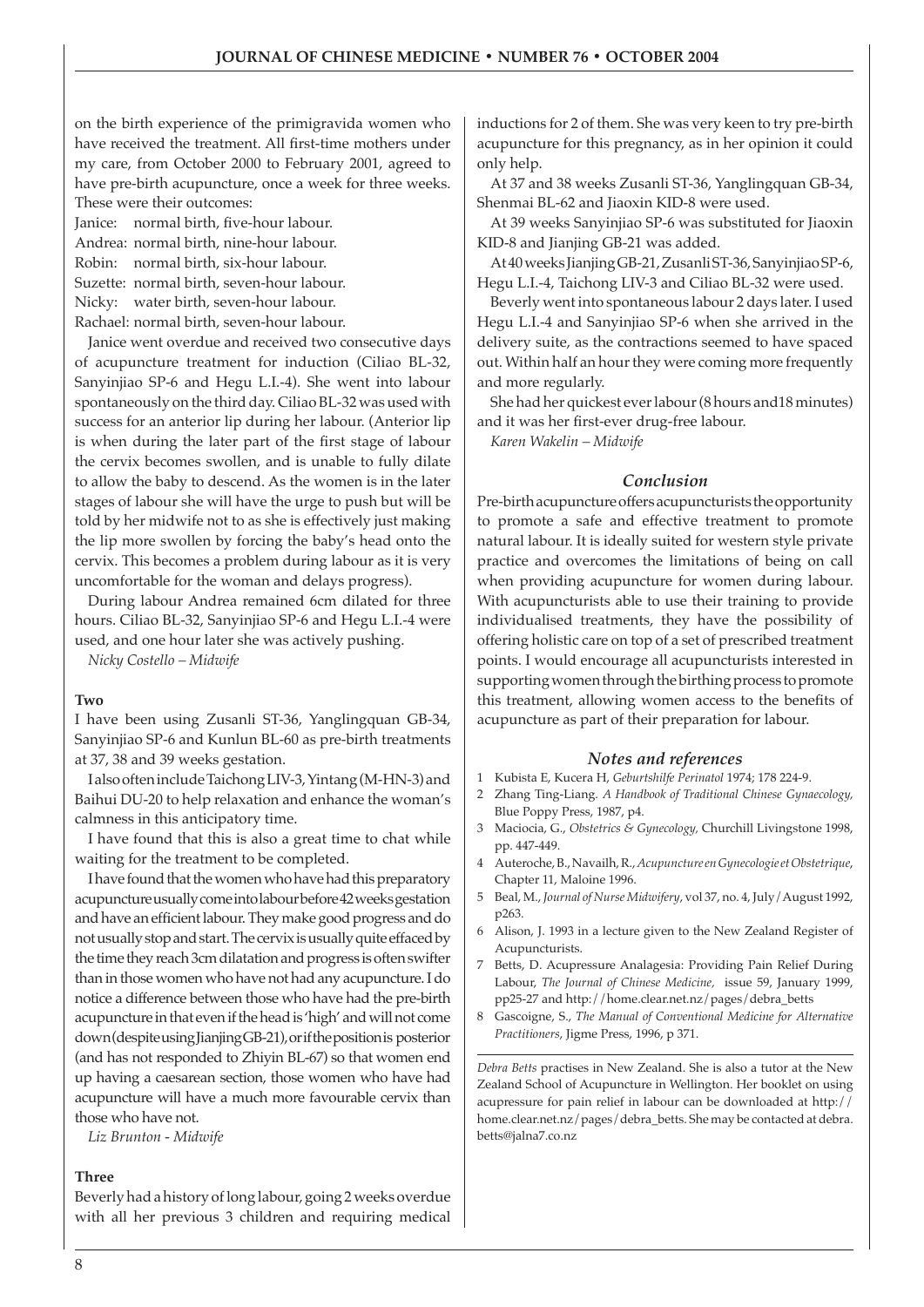on the birth experience of the primigravida women who have received the treatment. All first-time mothers under my care, from October 2000 to February 2001, agreed to have pre-birth acupuncture, once a week for three weeks. These were their outcomes:

Janice: normal birth, five-hour labour.
Andrea: normal birth, nine-hour labour.
Robin: normal birth, six-hour labour.
Suzette: normal birth, seven-hour labour.
Nicky: water birth, seven-hour labour.
Rachael: normal birth, seven-hour labour.

Janice went overdue and received two consecutive days of acupuncture treatment for induction (Ciliao BL-32, Sanyinjiao SP-6 and Hegu L.I.-4). She went into labour spontaneously on the third day. Ciliao BL-32 was used with success for an anterior lip during her labour. (Anterior lip is when during the later part of the first stage of labour the cervix becomes swollen, and is unable to fully dilate to allow the baby to descend. As the women is in the later stages of labour she will have the urge to push but will be told by her midwife not to as she is effectively just making the lip more swollen by forcing the baby's head onto the cervix. This becomes a problem during labour as it is very uncomfortable for the woman and delays progress).

During labour Andrea remained 6cm dilated for three hours. Ciliao BL-32, Sanyinjiao SP-6 and Hegu L.I.-4 were used, and one hour later she was actively pushing.

*Nicky Costello – Midwife*

**Two**

I have been using Zusanli ST-36, Yanglingquan GB-34, Sanyinjiao SP-6 and Kunlun BL-60 as pre-birth treatments at 37, 38 and 39 weeks gestation.

I also often include Taichong LIV-3, Yintang (M-HN-3) and Baihui DU-20 to help relaxation and enhance the woman's calmness in this anticipatory time.

I have found that this is also a great time to chat while waiting for the treatment to be completed.

I have found that the women who have had this preparatory acupuncture usually come into labour before 42 weeks gestation and have an efficient labour. They make good progress and do not usually stop and start. The cervix is usually quite effaced by the time they reach 3cm dilatation and progress is often swifter than in those women who have not had any acupuncture. I do notice a difference between those who have had the pre-birth acupuncture in that even if the head is 'high' and will not come down (despite using Jianjing GB-21), or if the position is posterior (and has not responded to Zhiyin BL-67) so that women end up having a caesarean section, those women who have had acupuncture will have a much more favourable cervix than those who have not.

*Liz Brunton - Midwife*

**Three**

Beverly had a history of long labour, going 2 weeks overdue with all her previous 3 children and requiring medical inductions for 2 of them. She was very keen to try pre-birth acupuncture for this pregnancy, as in her opinion it could only help.

At 37 and 38 weeks Zusanli ST-36, Yanglingquan GB-34, Shenmai BL-62 and Jiaoxin KID-8 were used.

At 39 weeks Sanyinjiao SP-6 was substituted for Jiaoxin KID-8 and Jianjing GB-21 was added.

At 40 weeks Jianjing GB-21, Zusanli ST-36, Sanyinjiao SP-6, Hegu L.I.-4, Taichong LIV-3 and Ciliao BL-32 were used.

Beverly went into spontaneous labour 2 days later. I used Hegu L.I.-4 and Sanyinjiao SP-6 when she arrived in the delivery suite, as the contractions seemed to have spaced out. Within half an hour they were coming more frequently and more regularly.

She had her quickest ever labour (8 hours and18 minutes) and it was her first-ever drug-free labour.

*Karen Wakelin – Midwife*

### *Conclusion*

Pre-birth acupuncture offers acupuncturists the opportunity to promote a safe and effective treatment to promote natural labour. It is ideally suited for western style private practice and overcomes the limitations of being on call when providing acupuncture for women during labour. With acupuncturists able to use their training to provide individualised treatments, they have the possibility of offering holistic care on top of a set of prescribed treatment points. I would encourage all acupuncturists interested in supporting women through the birthing process to promote this treatment, allowing women access to the benefits of acupuncture as part of their preparation for labour.

### *Notes and references*

1. Kubista E, Kucera H, *Geburtshilfe Perinatol* 1974; 178 224-9.
2. Zhang Ting-Liang. *A Handbook of Traditional Chinese Gynaecology*, Blue Poppy Press, 1987, p4.
3. Maciocia, G., *Obstetrics & Gynecology*, Churchill Livingstone 1998, pp. 447-449.
4. Auteroche, B., Navailh, R., *Acupuncture en Gynecologie et Obstetrique*, Chapter 11, Maloine 1996.
5. Beal, M., *Journal of Nurse Midwifery*, vol 37, no. 4, July/August 1992, p263.
6. Alison, J. 1993 in a lecture given to the New Zealand Register of Acupuncturists.
7. Betts, D. Acupressure Analagesia: Providing Pain Relief During Labour, *The Journal of Chinese Medicine*, issue 59, January 1999, pp25-27 and http://home.clear.net.nz/pages/debra_betts
8. Gascoigne, S., *The Manual of Conventional Medicine for Alternative Practitioners*, Jigme Press, 1996, p 371.

---

*Debra Betts* practises in New Zealand. She is also a tutor at the New Zealand School of Acupuncture in Wellington. Her booklet on using acupressure for pain relief in labour can be downloaded at http://home.clear.net.nz/pages/debra_betts. She may be contacted at debra.betts@jalna7.co.nz